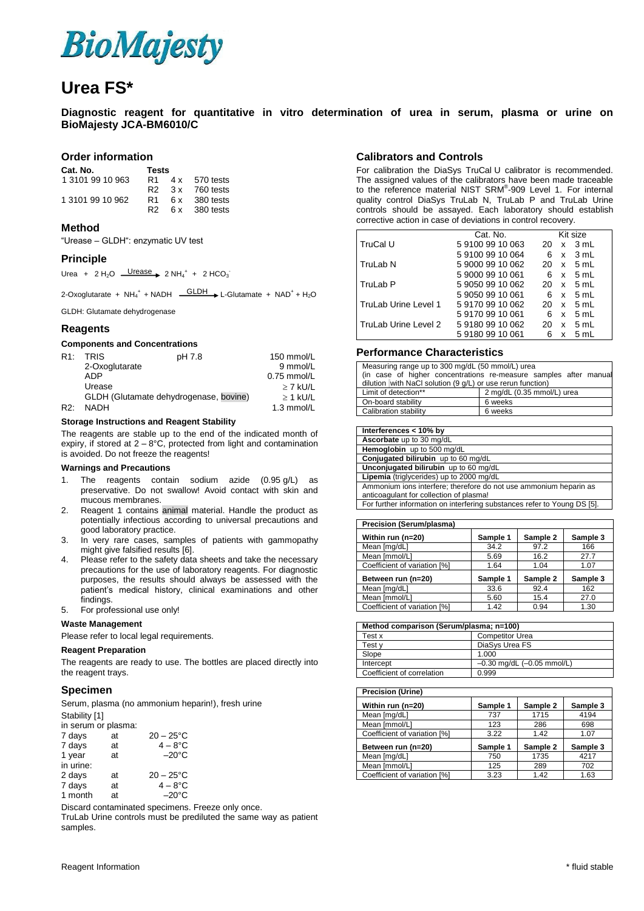# BioMajesty

# Urea FS*

**Diagnostic reagent for quantitative in vitro determination of urea in serum, plasma or urine on BioMajesty JCA-BM6010/C**

## Order information

| Cat. No. | Tests | | |
|---|---|---|---|
| 1 3101 99 10 963 | R1 | 4 x | 570 tests |
| | R2 | 3 x | 760 tests |
| 1 3101 99 10 962 | R1 | 6 x | 380 tests |
| | R2 | 6 x | 380 tests |

## Method

"Urease – GLDH": enzymatic UV test

## Principle

$$\text{Urea} + 2\,H_2O \xrightarrow{\text{Urease}} 2\,NH_4^+ + 2\,HCO_3^-$$

$$\text{2-Oxoglutarate} + NH_4^+ + \text{NADH} \xrightarrow{\text{GLDH}} \text{L-Glutamate} + NAD^+ + H_2O$$

GLDH: Glutamate dehydrogenase

## Reagents

### Components and Concentrations

| | | | |
|---|---|---|---|
| R1: | TRIS | pH 7.8 | 150 mmol/L |
| | 2-Oxoglutarate | | 9 mmol/L |
| | ADP | | 0.75 mmol/L |
| | Urease | | ≥ 7 kU/L |
| | GLDH (Glutamate dehydrogenase, bovine) | | ≥ 1 kU/L |
| R2: | NADH | | 1.3 mmol/L |

### Storage Instructions and Reagent Stability

The reagents are stable up to the end of the indicated month of expiry, if stored at 2 – 8°C, protected from light and contamination is avoided. Do not freeze the reagents!

### Warnings and Precautions

1. The reagents contain sodium azide (0.95 g/L) as preservative. Do not swallow! Avoid contact with skin and mucous membranes.
2. Reagent 1 contains animal material. Handle the product as potentially infectious according to universal precautions and good laboratory practice.
3. In very rare cases, samples of patients with gammopathy might give falsified results [6].
4. Please refer to the safety data sheets and take the necessary precautions for the use of laboratory reagents. For diagnostic purposes, the results should always be assessed with the patient's medical history, clinical examinations and other findings.
5. For professional use only!

### Waste Management

Please refer to local legal requirements.

### Reagent Preparation

The reagents are ready to use. The bottles are placed directly into the reagent trays.

## Specimen

Serum, plasma (no ammonium heparin!), fresh urine

Stability [1]

in serum or plasma:

| | | |
|---|---|---|
| 7 days | at | 20 – 25°C |
| 7 days | at | 4 – 8°C |
| 1 year | at | –20°C |

in urine:

| | | |
|---|---|---|
| 2 days | at | 20 – 25°C |
| 7 days | at | 4 – 8°C |
| 1 month | at | –20°C |

Discard contaminated specimens. Freeze only once.

TruLab Urine controls must be prediluted the same way as patient samples.

## Calibrators and Controls

For calibration the DiaSys TruCal U calibrator is recommended. The assigned values of the calibrators have been made traceable to the reference material NIST SRM®-909 Level 1. For internal quality control DiaSys TruLab N, TruLab P and TruLab Urine controls should be assayed. Each laboratory should establish corrective action in case of deviations in control recovery.

| | Cat. No. | Kit size |
|---|---|---|
| TruCal U | 5 9100 99 10 063 | 20 x 3 mL |
| | 5 9100 99 10 064 | 6 x 3 mL |
| TruLab N | 5 9000 99 10 062 | 20 x 5 mL |
| | 5 9000 99 10 061 | 6 x 5 mL |
| TruLab P | 5 9050 99 10 062 | 20 x 5 mL |
| | 5 9050 99 10 061 | 6 x 5 mL |
| TruLab Urine Level 1 | 5 9170 99 10 062 | 20 x 5 mL |
| | 5 9170 99 10 061 | 6 x 5 mL |
| TruLab Urine Level 2 | 5 9180 99 10 062 | 20 x 5 mL |
| | 5 9180 99 10 061 | 6 x 5 mL |

## Performance Characteristics

| Measuring range up to 300 mg/dL (50 mmol/L) urea (in case of higher concentrations re-measure samples after manual dilution with NaCl solution (9 g/L) or use rerun function) | |
|---|---|
| Limit of detection** | 2 mg/dL (0.35 mmol/L) urea |
| On-board stability | 6 weeks |
| Calibration stability | 6 weeks |

| Interferences < 10% by |
|---|
| **Ascorbate** up to 30 mg/dL |
| **Hemoglobin** up to 500 mg/dL |
| **Conjugated bilirubin** up to 60 mg/dL |
| **Unconjugated bilirubin** up to 60 mg/dL |
| **Lipemia** (triglycerides) up to 2000 mg/dL |
| Ammonium ions interfere; therefore do not use ammonium heparin as anticoagulant for collection of plasma! |
| For further information on interfering substances refer to Young DS [5]. |

| Precision (Serum/plasma) | | | |
|---|---|---|---|
| **Within run (n=20)** | **Sample 1** | **Sample 2** | **Sample 3** |
| Mean [mg/dL] | 34.2 | 97.2 | 166 |
| Mean [mmol/L] | 5.69 | 16.2 | 27.7 |
| Coefficient of variation [%] | 1.64 | 1.04 | 1.07 |
| **Between run (n=20)** | **Sample 1** | **Sample 2** | **Sample 3** |
| Mean [mg/dL] | 33.6 | 92.4 | 162 |
| Mean [mmol/L] | 5.60 | 15.4 | 27.0 |
| Coefficient of variation [%] | 1.42 | 0.94 | 1.30 |

| Method comparison (Serum/plasma; n=100) | |
|---|---|
| Test x | Competitor Urea |
| Test y | DiaSys Urea FS |
| Slope | 1.000 |
| Intercept | –0.30 mg/dL (–0.05 mmol/L) |
| Coefficient of correlation | 0.999 |

| Precision (Urine) | | | |
|---|---|---|---|
| **Within run (n=20)** | **Sample 1** | **Sample 2** | **Sample 3** |
| Mean [mg/dL] | 737 | 1715 | 4194 |
| Mean [mmol/L] | 123 | 286 | 698 |
| Coefficient of variation [%] | 3.22 | 1.42 | 1.07 |
| **Between run (n=20)** | **Sample 1** | **Sample 2** | **Sample 3** |
| Mean [mg/dL] | 750 | 1735 | 4217 |
| Mean [mmol/L] | 125 | 289 | 702 |
| Coefficient of variation [%] | 3.23 | 1.42 | 1.63 |

\* fluid stable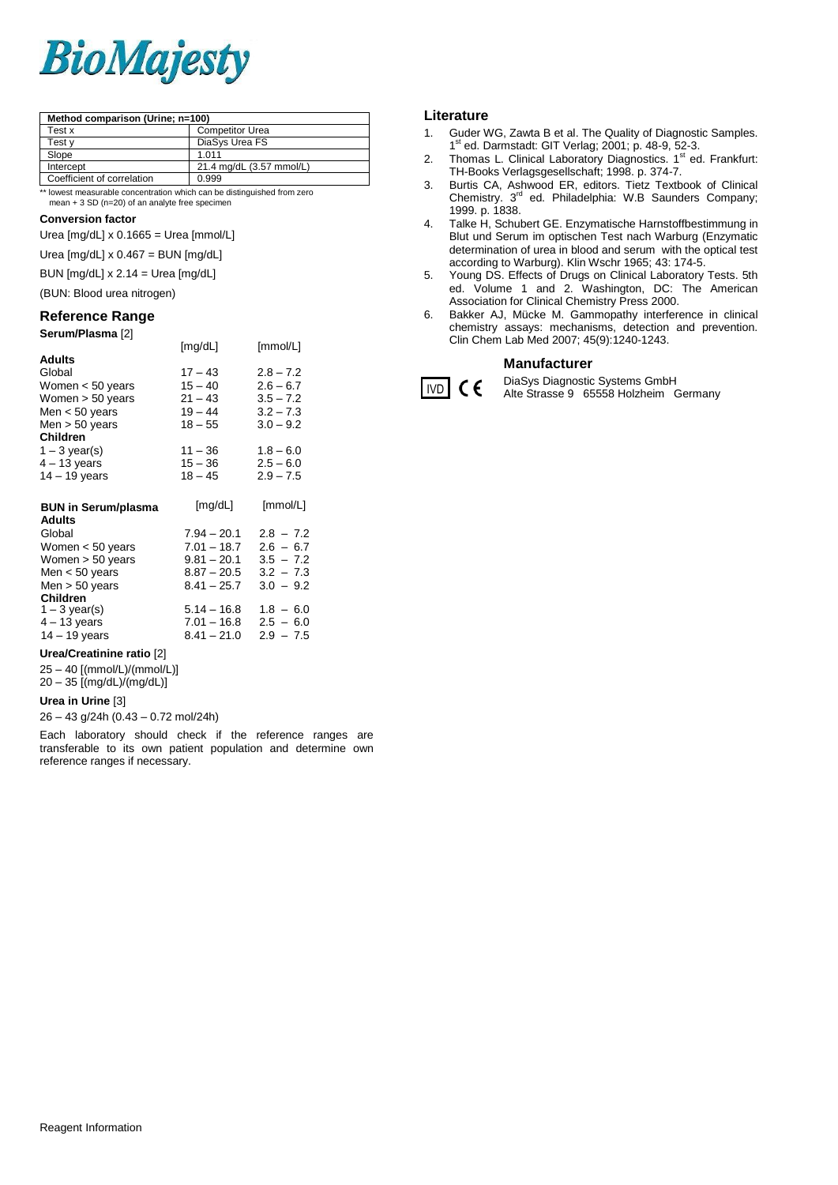| Method comparison (Urine; n=100) | |
|---|---|
| Test x | Competitor Urea |
| Test y | DiaSys Urea FS |
| Slope | 1.011 |
| Intercept | 21.4 mg/dL (3.57 mmol/L) |
| Coefficient of correlation | 0.999 |

** lowest measurable concentration which can be distinguished from zero
mean + 3 SD (n=20) of an analyte free specimen

#### Conversion factor

Urea [mg/dL] x 0.1665 = Urea [mmol/L]

Urea [mg/dL] x 0.467 = BUN [mg/dL]

BUN [mg/dL] x 2.14 = Urea [mg/dL]

(BUN: Blood urea nitrogen)

## Reference Range

**Serum/Plasma** [2]

| | [mg/dL] | [mmol/L] |
|---|---|---|
| **Adults** | | |
| Global | 17 – 43 | 2.8 – 7.2 |
| Women < 50 years | 15 – 40 | 2.6 – 6.7 |
| Women > 50 years | 21 – 43 | 3.5 – 7.2 |
| Men < 50 years | 19 – 44 | 3.2 – 7.3 |
| Men > 50 years | 18 – 55 | 3.0 – 9.2 |
| **Children** | | |
| 1 – 3 year(s) | 11 – 36 | 1.8 – 6.0 |
| 4 – 13 years | 15 – 36 | 2.5 – 6.0 |
| 14 – 19 years | 18 – 45 | 2.9 – 7.5 |

| BUN in Serum/plasma | [mg/dL] | [mmol/L] |
|---|---|---|
| **Adults** | | |
| Global | 7.94 – 20.1 | 2.8 – 7.2 |
| Women < 50 years | 7.01 – 18.7 | 2.6 – 6.7 |
| Women > 50 years | 9.81 – 20.1 | 3.5 – 7.2 |
| Men < 50 years | 8.87 – 20.5 | 3.2 – 7.3 |
| Men > 50 years | 8.41 – 25.7 | 3.0 – 9.2 |
| **Children** | | |
| 1 – 3 year(s) | 5.14 – 16.8 | 1.8 – 6.0 |
| 4 – 13 years | 7.01 – 16.8 | 2.5 – 6.0 |
| 14 – 19 years | 8.41 – 21.0 | 2.9 – 7.5 |

**Urea/Creatinine ratio** [2]

25 – 40 [(mmol/L)/(mmol/L)]
20 – 35 [(mg/dL)/(mg/dL)]

**Urea in Urine** [3]

26 – 43 g/24h (0.43 – 0.72 mol/24h)

Each laboratory should check if the reference ranges are transferable to its own patient population and determine own reference ranges if necessary.

## Literature

1. Guder WG, Zawta B et al. The Quality of Diagnostic Samples. 1st ed. Darmstadt: GIT Verlag; 2001; p. 48-9, 52-3.
2. Thomas L. Clinical Laboratory Diagnostics. 1st ed. Frankfurt: TH-Books Verlagsgesellschaft; 1998. p. 374-7.
3. Burtis CA, Ashwood ER, editors. Tietz Textbook of Clinical Chemistry. 3rd ed. Philadelphia: W.B Saunders Company; 1999. p. 1838.
4. Talke H, Schubert GE. Enzymatische Harnstoffbestimmung in Blut und Serum im optischen Test nach Warburg (Enzymatic determination of urea in blood and serum with the optical test according to Warburg). Klin Wschr 1965; 43: 174-5.
5. Young DS. Effects of Drugs on Clinical Laboratory Tests. 5th ed. Volume 1 and 2. Washington, DC: The American Association for Clinical Chemistry Press 2000.
6. Bakker AJ, Mücke M. Gammopathy interference in clinical chemistry assays: mechanisms, detection and prevention. Clin Chem Lab Med 2007; 45(9):1240-1243.

## Manufacturer

IVD CE

DiaSys Diagnostic Systems GmbH
Alte Strasse 9 65558 Holzheim Germany

Reagent Information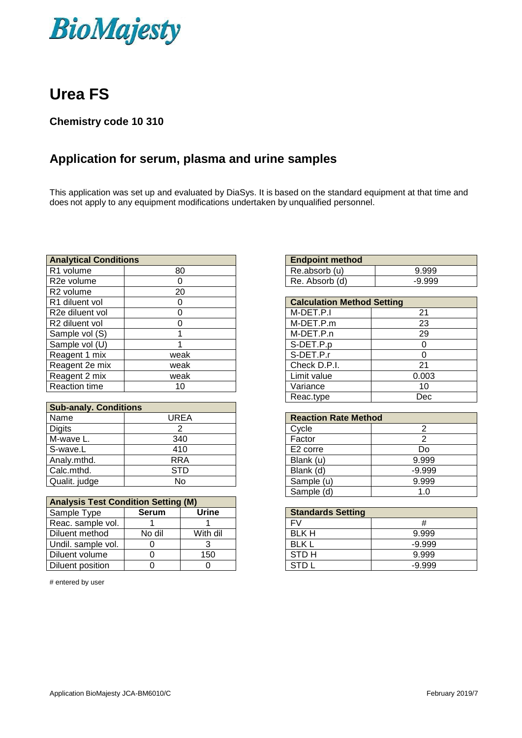BioMajesty

# Urea FS

**Chemistry code 10 310**

## Application for serum, plasma and urine samples

This application was set up and evaluated by DiaSys. It is based on the standard equipment at that time and does not apply to any equipment modifications undertaken by unqualified personnel.

| **Analytical Conditions** | |
|---|---|
| R1 volume | 80 |
| R2e volume | 0 |
| R2 volume | 20 |
| R1 diluent vol | 0 |
| R2e diluent vol | 0 |
| R2 diluent vol | 0 |
| Sample vol (S) | 1 |
| Sample vol (U) | 1 |
| Reagent 1 mix | weak |
| Reagent 2e mix | weak |
| Reagent 2 mix | weak |
| Reaction time | 10 |

| **Sub-analy. Conditions** | |
|---|---|
| Name | UREA |
| Digits | 2 |
| M-wave L. | 340 |
| S-wave.L | 410 |
| Analy.mthd. | RRA |
| Calc.mthd. | STD |
| Qualit. judge | No |

| **Analysis Test Condition Setting (M)** | | |
|---|---|---|
| Sample Type | **Serum** | **Urine** |
| Reac. sample vol. | 1 | 1 |
| Diluent method | No dil | With dil |
| Undil. sample vol. | 0 | 3 |
| Diluent volume | 0 | 150 |
| Diluent position | 0 | 0 |

# entered by user

| **Endpoint method** | |
|---|---|
| Re.absorb (u) | 9.999 |
| Re. Absorb (d) | -9.999 |

| **Calculation Method Setting** | |
|---|---|
| M-DET.P.I | 21 |
| M-DET.P.m | 23 |
| M-DET.P.n | 29 |
| S-DET.P.p | 0 |
| S-DET.P.r | 0 |
| Check D.P.I. | 21 |
| Limit value | 0.003 |
| Variance | 10 |
| Reac.type | Dec |

| **Reaction Rate Method** | |
|---|---|
| Cycle | 2 |
| Factor | 2 |
| E2 corre | Do |
| Blank (u) | 9.999 |
| Blank (d) | -9.999 |
| Sample (u) | 9.999 |
| Sample (d) | 1.0 |

| **Standards Setting** | |
|---|---|
| FV | # |
| BLK H | 9.999 |
| BLK L | -9.999 |
| STD H | 9.999 |
| STD L | -9.999 |

Application BioMajesty JCA-BM6010/C

February 2019/7